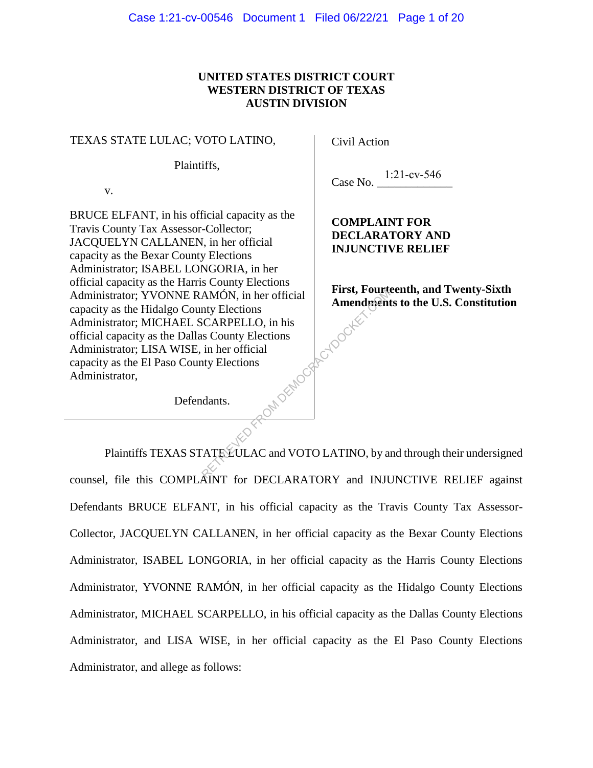**UNITED STATES DISTRICT COURT**
**WESTERN DISTRICT OF TEXAS**
**AUSTIN DIVISION**

TEXAS STATE LULAC; VOTO LATINO,

Plaintiffs,

v.

BRUCE ELFANT, in his official capacity as the Travis County Tax Assessor-Collector; JACQUELYN CALLANEN, in her official capacity as the Bexar County Elections Administrator; ISABEL LONGORIA, in her official capacity as the Harris County Elections Administrator; YVONNE RAMÓN, in her official capacity as the Hidalgo County Elections Administrator; MICHAEL SCARPELLO, in his official capacity as the Dallas County Elections Administrator; LISA WISE, in her official capacity as the El Paso County Elections Administrator,

Defendants.

Civil Action

Case No. 1:21-cv-546

**COMPLAINT FOR DECLARATORY AND INJUNCTIVE RELIEF**

**First, Fourteenth, and Twenty-Sixth Amendments to the U.S. Constitution**

Plaintiffs TEXAS STATE LULAC and VOTO LATINO, by and through their undersigned counsel, file this COMPLAINT for DECLARATORY and INJUNCTIVE RELIEF against Defendants BRUCE ELFANT, in his official capacity as the Travis County Tax Assessor-Collector, JACQUELYN CALLANEN, in her official capacity as the Bexar County Elections Administrator, ISABEL LONGORIA, in her official capacity as the Harris County Elections Administrator, YVONNE RAMÓN, in her official capacity as the Hidalgo County Elections Administrator, MICHAEL SCARPELLO, in his official capacity as the Dallas County Elections Administrator, and LISA WISE, in her official capacity as the El Paso County Elections Administrator, and allege as follows: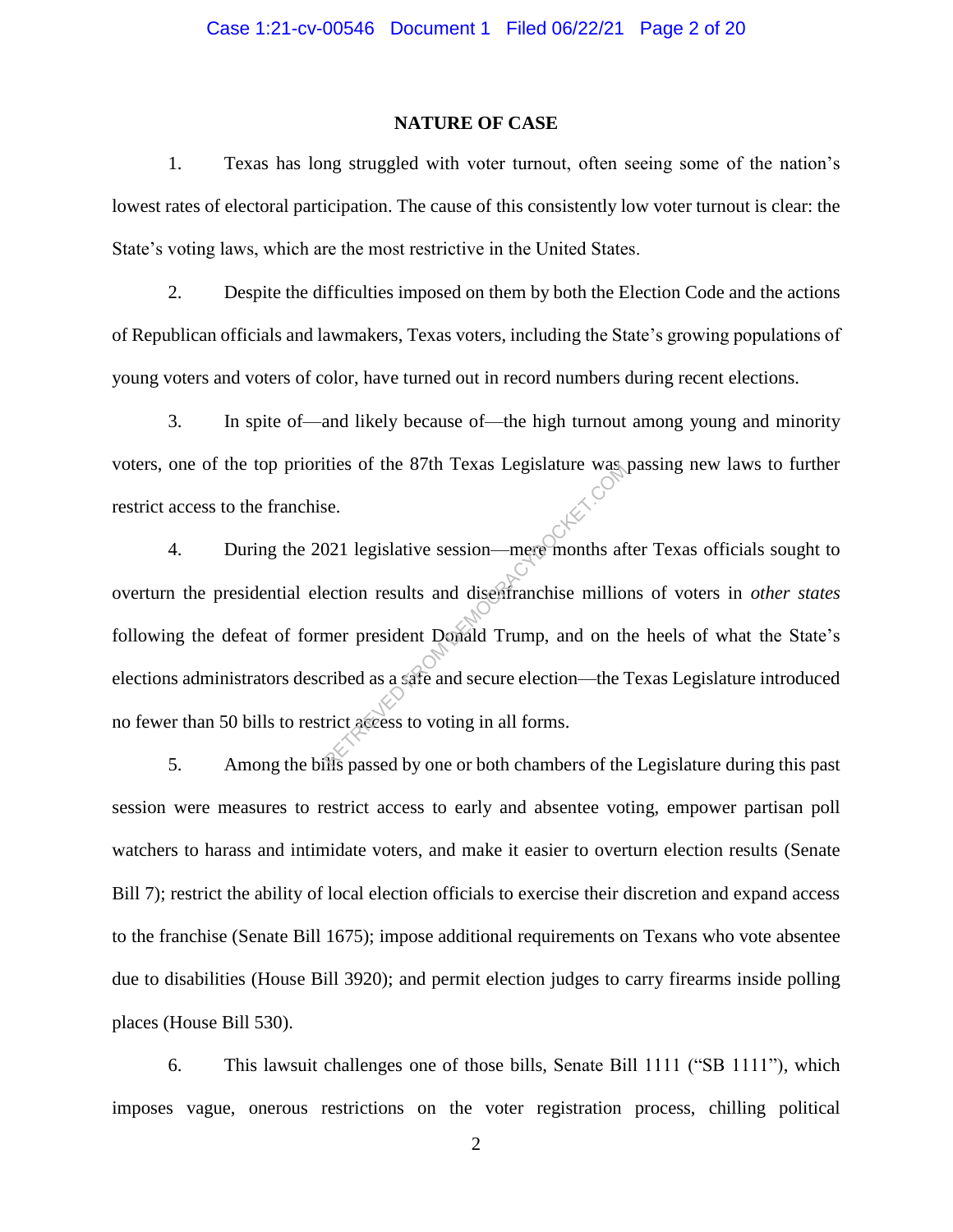## NATURE OF CASE

1. Texas has long struggled with voter turnout, often seeing some of the nation's lowest rates of electoral participation. The cause of this consistently low voter turnout is clear: the State's voting laws, which are the most restrictive in the United States.

2. Despite the difficulties imposed on them by both the Election Code and the actions of Republican officials and lawmakers, Texas voters, including the State's growing populations of young voters and voters of color, have turned out in record numbers during recent elections.

3. In spite of—and likely because of—the high turnout among young and minority voters, one of the top priorities of the 87th Texas Legislature was passing new laws to further restrict access to the franchise.

4. During the 2021 legislative session—mere months after Texas officials sought to overturn the presidential election results and disenfranchise millions of voters in *other states* following the defeat of former president Donald Trump, and on the heels of what the State's elections administrators described as a safe and secure election—the Texas Legislature introduced no fewer than 50 bills to restrict access to voting in all forms.

5. Among the bills passed by one or both chambers of the Legislature during this past session were measures to restrict access to early and absentee voting, empower partisan poll watchers to harass and intimidate voters, and make it easier to overturn election results (Senate Bill 7); restrict the ability of local election officials to exercise their discretion and expand access to the franchise (Senate Bill 1675); impose additional requirements on Texans who vote absentee due to disabilities (House Bill 3920); and permit election judges to carry firearms inside polling places (House Bill 530).

6. This lawsuit challenges one of those bills, Senate Bill 1111 ("SB 1111"), which imposes vague, onerous restrictions on the voter registration process, chilling political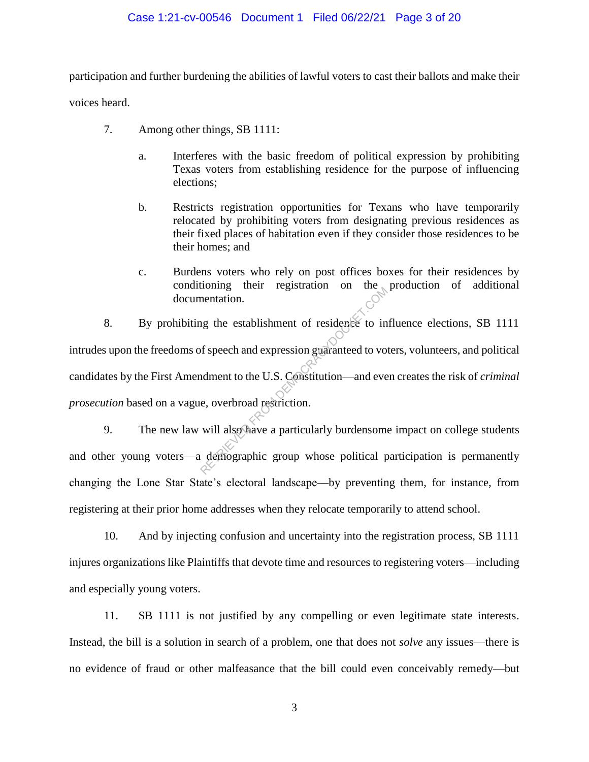participation and further burdening the abilities of lawful voters to cast their ballots and make their voices heard.

7. Among other things, SB 1111:

   a. Interferes with the basic freedom of political expression by prohibiting Texas voters from establishing residence for the purpose of influencing elections;

   b. Restricts registration opportunities for Texans who have temporarily relocated by prohibiting voters from designating previous residences as their fixed places of habitation even if they consider those residences to be their homes; and

   c. Burdens voters who rely on post offices boxes for their residences by conditioning their registration on the production of additional documentation.

8. By prohibiting the establishment of residence to influence elections, SB 1111 intrudes upon the freedoms of speech and expression guaranteed to voters, volunteers, and political candidates by the First Amendment to the U.S. Constitution—and even creates the risk of *criminal prosecution* based on a vague, overbroad restriction.

9. The new law will also have a particularly burdensome impact on college students and other young voters—a demographic group whose political participation is permanently changing the Lone Star State's electoral landscape—by preventing them, for instance, from registering at their prior home addresses when they relocate temporarily to attend school.

10. And by injecting confusion and uncertainty into the registration process, SB 1111 injures organizations like Plaintiffs that devote time and resources to registering voters—including and especially young voters.

11. SB 1111 is not justified by any compelling or even legitimate state interests. Instead, the bill is a solution in search of a problem, one that does not *solve* any issues—there is no evidence of fraud or other malfeasance that the bill could even conceivably remedy—but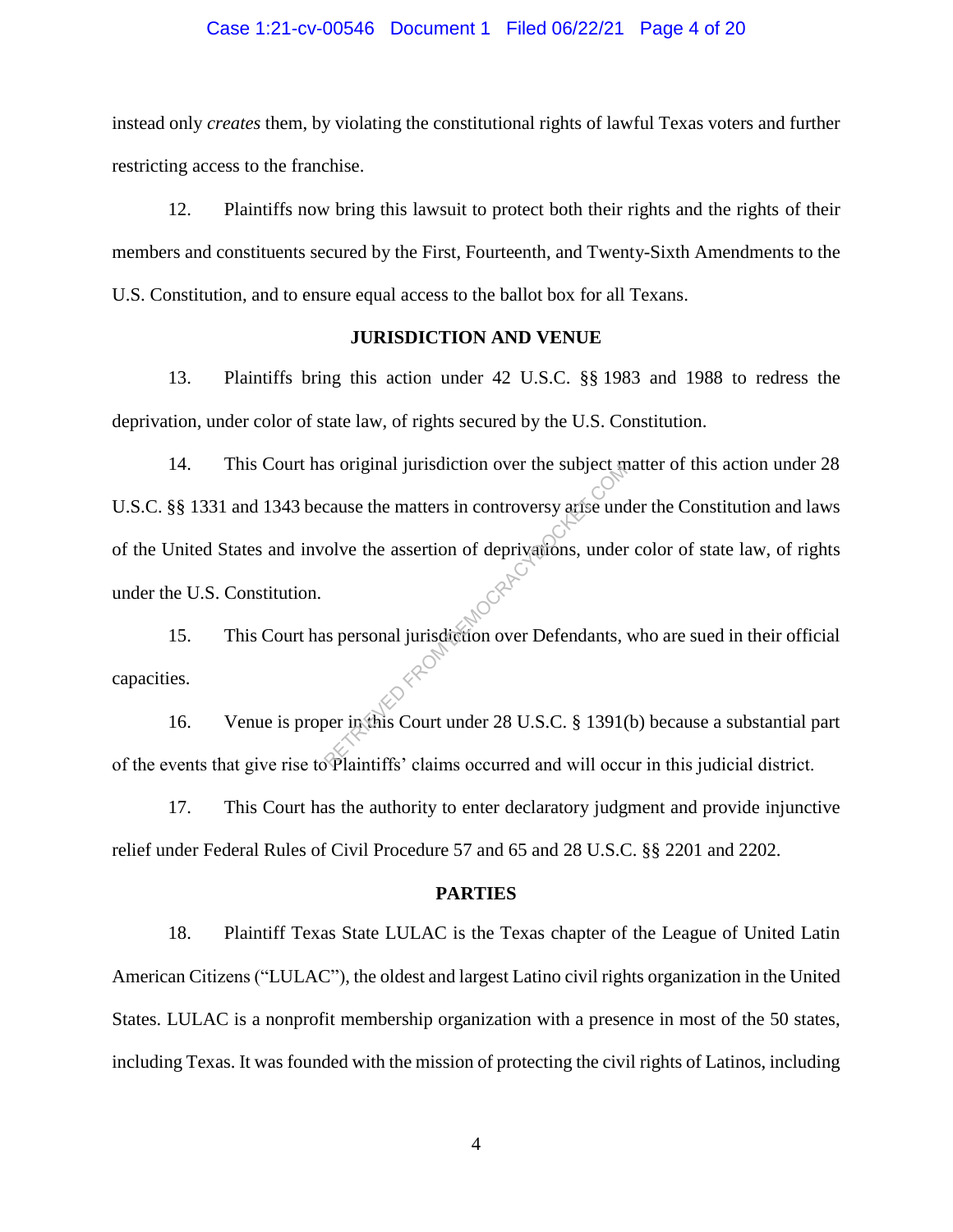instead only *creates* them, by violating the constitutional rights of lawful Texas voters and further restricting access to the franchise.

12. Plaintiffs now bring this lawsuit to protect both their rights and the rights of their members and constituents secured by the First, Fourteenth, and Twenty-Sixth Amendments to the U.S. Constitution, and to ensure equal access to the ballot box for all Texans.

## JURISDICTION AND VENUE

13. Plaintiffs bring this action under 42 U.S.C. §§ 1983 and 1988 to redress the deprivation, under color of state law, of rights secured by the U.S. Constitution.

14. This Court has original jurisdiction over the subject matter of this action under 28 U.S.C. §§ 1331 and 1343 because the matters in controversy arise under the Constitution and laws of the United States and involve the assertion of deprivations, under color of state law, of rights under the U.S. Constitution.

15. This Court has personal jurisdiction over Defendants, who are sued in their official capacities.

16. Venue is proper in this Court under 28 U.S.C. § 1391(b) because a substantial part of the events that give rise to Plaintiffs' claims occurred and will occur in this judicial district.

17. This Court has the authority to enter declaratory judgment and provide injunctive relief under Federal Rules of Civil Procedure 57 and 65 and 28 U.S.C. §§ 2201 and 2202.

## PARTIES

18. Plaintiff Texas State LULAC is the Texas chapter of the League of United Latin American Citizens ("LULAC"), the oldest and largest Latino civil rights organization in the United States. LULAC is a nonprofit membership organization with a presence in most of the 50 states, including Texas. It was founded with the mission of protecting the civil rights of Latinos, including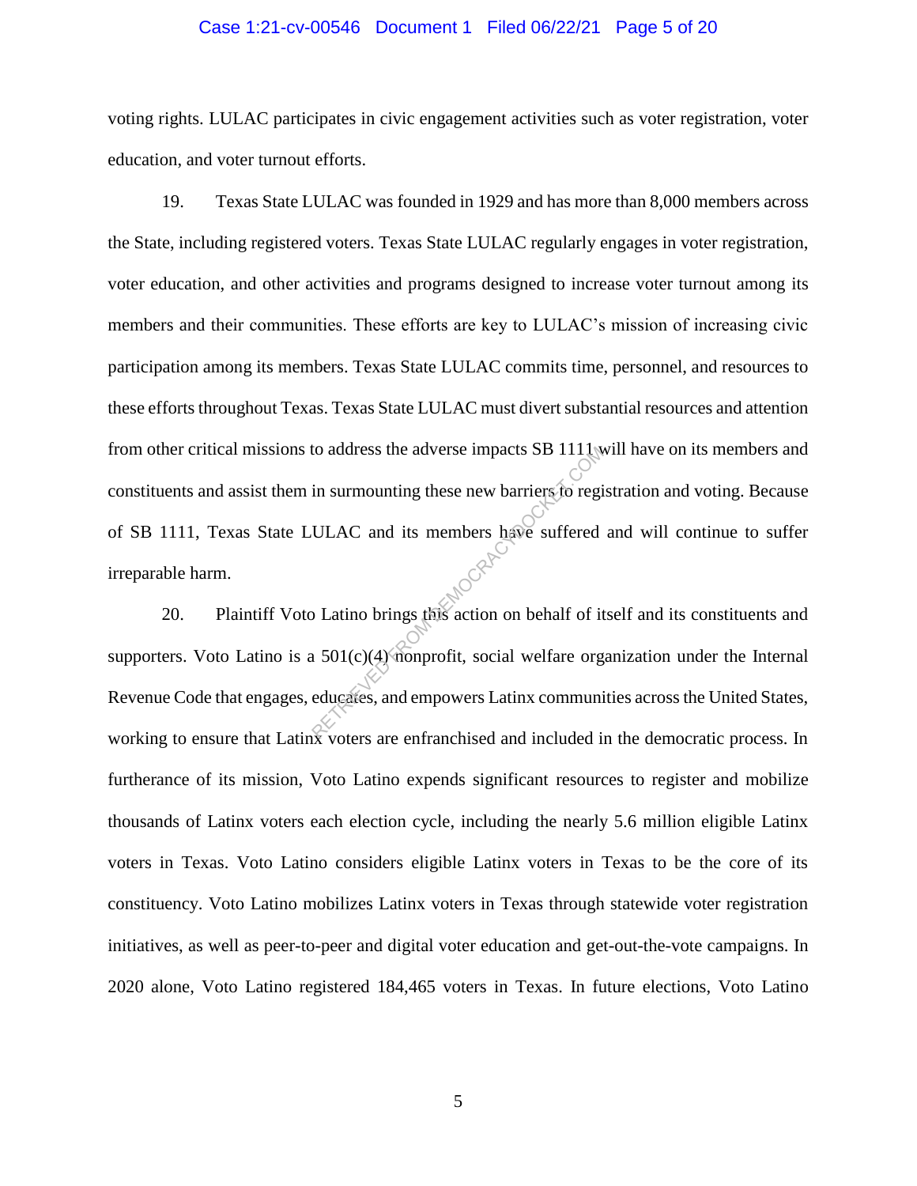voting rights. LULAC participates in civic engagement activities such as voter registration, voter education, and voter turnout efforts.

19. Texas State LULAC was founded in 1929 and has more than 8,000 members across the State, including registered voters. Texas State LULAC regularly engages in voter registration, voter education, and other activities and programs designed to increase voter turnout among its members and their communities. These efforts are key to LULAC's mission of increasing civic participation among its members. Texas State LULAC commits time, personnel, and resources to these efforts throughout Texas. Texas State LULAC must divert substantial resources and attention from other critical missions to address the adverse impacts SB 1111 will have on its members and constituents and assist them in surmounting these new barriers to registration and voting. Because of SB 1111, Texas State LULAC and its members have suffered and will continue to suffer irreparable harm.

20. Plaintiff Voto Latino brings this action on behalf of itself and its constituents and supporters. Voto Latino is a 501(c)(4) nonprofit, social welfare organization under the Internal Revenue Code that engages, educates, and empowers Latinx communities across the United States, working to ensure that Latinx voters are enfranchised and included in the democratic process. In furtherance of its mission, Voto Latino expends significant resources to register and mobilize thousands of Latinx voters each election cycle, including the nearly 5.6 million eligible Latinx voters in Texas. Voto Latino considers eligible Latinx voters in Texas to be the core of its constituency. Voto Latino mobilizes Latinx voters in Texas through statewide voter registration initiatives, as well as peer-to-peer and digital voter education and get-out-the-vote campaigns. In 2020 alone, Voto Latino registered 184,465 voters in Texas. In future elections, Voto Latino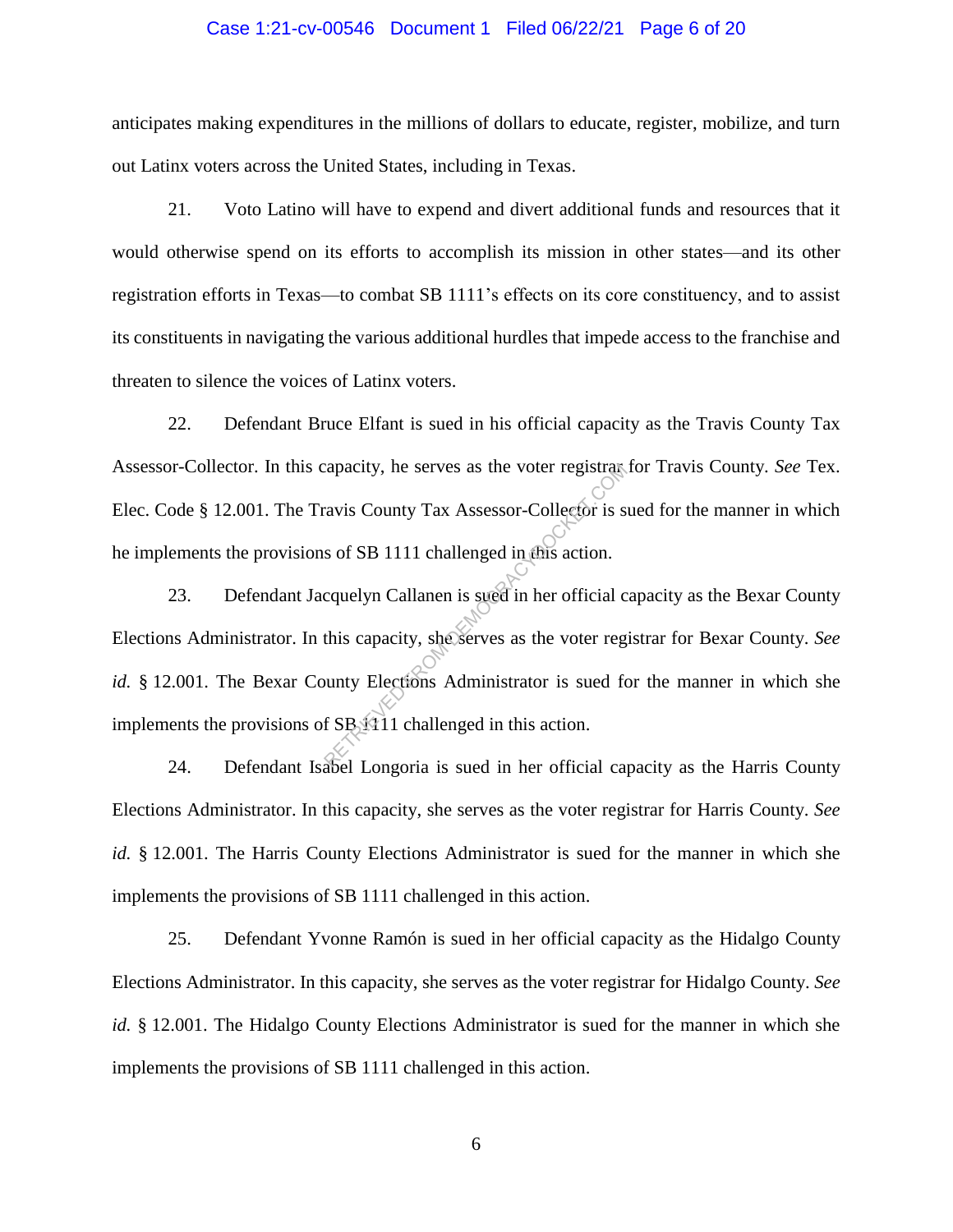anticipates making expenditures in the millions of dollars to educate, register, mobilize, and turn out Latinx voters across the United States, including in Texas.

21. Voto Latino will have to expend and divert additional funds and resources that it would otherwise spend on its efforts to accomplish its mission in other states—and its other registration efforts in Texas—to combat SB 1111's effects on its core constituency, and to assist its constituents in navigating the various additional hurdles that impede access to the franchise and threaten to silence the voices of Latinx voters.

22. Defendant Bruce Elfant is sued in his official capacity as the Travis County Tax Assessor-Collector. In this capacity, he serves as the voter registrar for Travis County. *See* Tex. Elec. Code § 12.001. The Travis County Tax Assessor-Collector is sued for the manner in which he implements the provisions of SB 1111 challenged in this action.

23. Defendant Jacquelyn Callanen is sued in her official capacity as the Bexar County Elections Administrator. In this capacity, she serves as the voter registrar for Bexar County. *See id.* § 12.001. The Bexar County Elections Administrator is sued for the manner in which she implements the provisions of SB 1111 challenged in this action.

24. Defendant Isabel Longoria is sued in her official capacity as the Harris County Elections Administrator. In this capacity, she serves as the voter registrar for Harris County. *See id.* § 12.001. The Harris County Elections Administrator is sued for the manner in which she implements the provisions of SB 1111 challenged in this action.

25. Defendant Yvonne Ramón is sued in her official capacity as the Hidalgo County Elections Administrator. In this capacity, she serves as the voter registrar for Hidalgo County. *See id.* § 12.001. The Hidalgo County Elections Administrator is sued for the manner in which she implements the provisions of SB 1111 challenged in this action.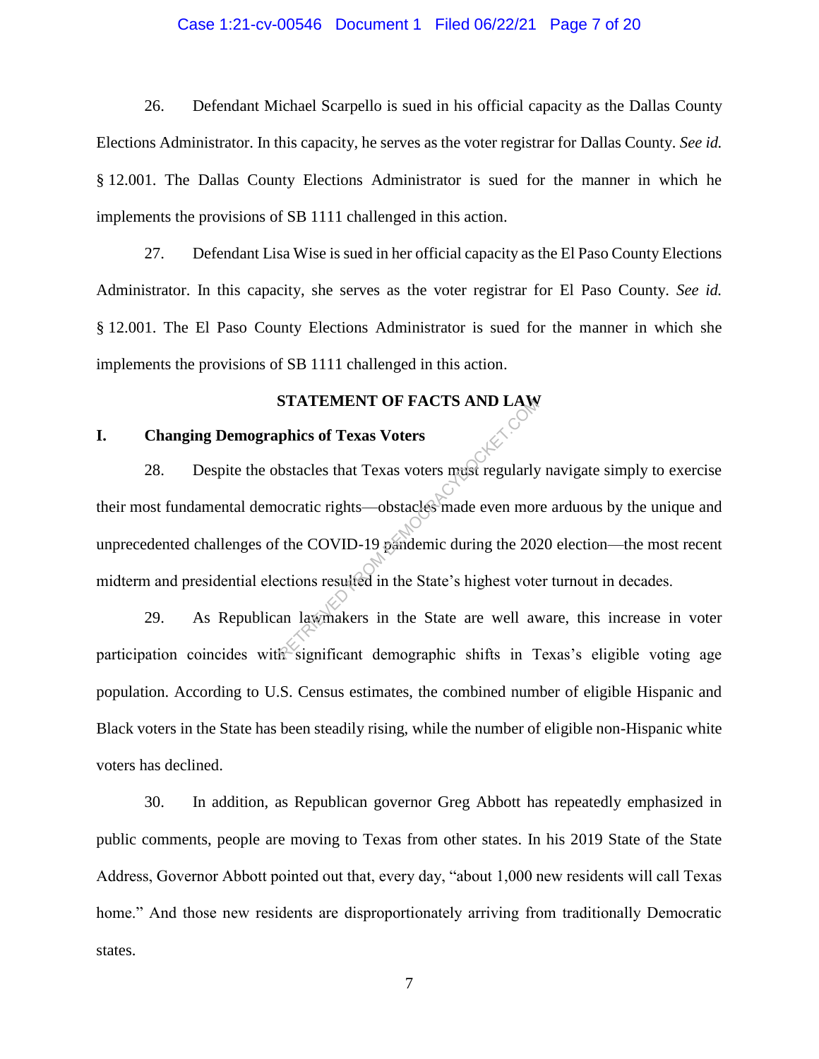26. Defendant Michael Scarpello is sued in his official capacity as the Dallas County Elections Administrator. In this capacity, he serves as the voter registrar for Dallas County. *See id.* § 12.001. The Dallas County Elections Administrator is sued for the manner in which he implements the provisions of SB 1111 challenged in this action.

27. Defendant Lisa Wise is sued in her official capacity as the El Paso County Elections Administrator. In this capacity, she serves as the voter registrar for El Paso County. *See id.* § 12.001. The El Paso County Elections Administrator is sued for the manner in which she implements the provisions of SB 1111 challenged in this action.

## STATEMENT OF FACTS AND LAW

### I. Changing Demographics of Texas Voters

28. Despite the obstacles that Texas voters must regularly navigate simply to exercise their most fundamental democratic rights—obstacles made even more arduous by the unique and unprecedented challenges of the COVID-19 pandemic during the 2020 election—the most recent midterm and presidential elections resulted in the State's highest voter turnout in decades.

29. As Republican lawmakers in the State are well aware, this increase in voter participation coincides with significant demographic shifts in Texas's eligible voting age population. According to U.S. Census estimates, the combined number of eligible Hispanic and Black voters in the State has been steadily rising, while the number of eligible non-Hispanic white voters has declined.

30. In addition, as Republican governor Greg Abbott has repeatedly emphasized in public comments, people are moving to Texas from other states. In his 2019 State of the State Address, Governor Abbott pointed out that, every day, "about 1,000 new residents will call Texas home." And those new residents are disproportionately arriving from traditionally Democratic states.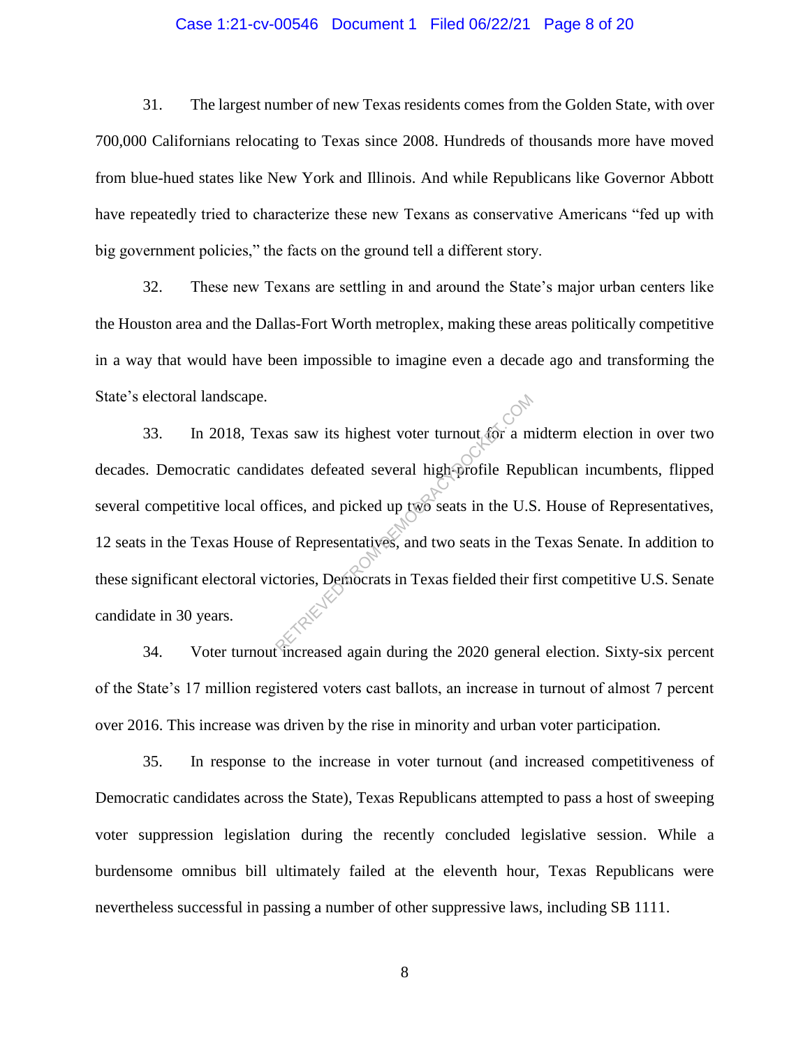31. The largest number of new Texas residents comes from the Golden State, with over 700,000 Californians relocating to Texas since 2008. Hundreds of thousands more have moved from blue-hued states like New York and Illinois. And while Republicans like Governor Abbott have repeatedly tried to characterize these new Texans as conservative Americans "fed up with big government policies," the facts on the ground tell a different story.

32. These new Texans are settling in and around the State's major urban centers like the Houston area and the Dallas-Fort Worth metroplex, making these areas politically competitive in a way that would have been impossible to imagine even a decade ago and transforming the State's electoral landscape.

33. In 2018, Texas saw its highest voter turnout for a midterm election in over two decades. Democratic candidates defeated several high-profile Republican incumbents, flipped several competitive local offices, and picked up two seats in the U.S. House of Representatives, 12 seats in the Texas House of Representatives, and two seats in the Texas Senate. In addition to these significant electoral victories, Democrats in Texas fielded their first competitive U.S. Senate candidate in 30 years.

34. Voter turnout increased again during the 2020 general election. Sixty-six percent of the State's 17 million registered voters cast ballots, an increase in turnout of almost 7 percent over 2016. This increase was driven by the rise in minority and urban voter participation.

35. In response to the increase in voter turnout (and increased competitiveness of Democratic candidates across the State), Texas Republicans attempted to pass a host of sweeping voter suppression legislation during the recently concluded legislative session. While a burdensome omnibus bill ultimately failed at the eleventh hour, Texas Republicans were nevertheless successful in passing a number of other suppressive laws, including SB 1111.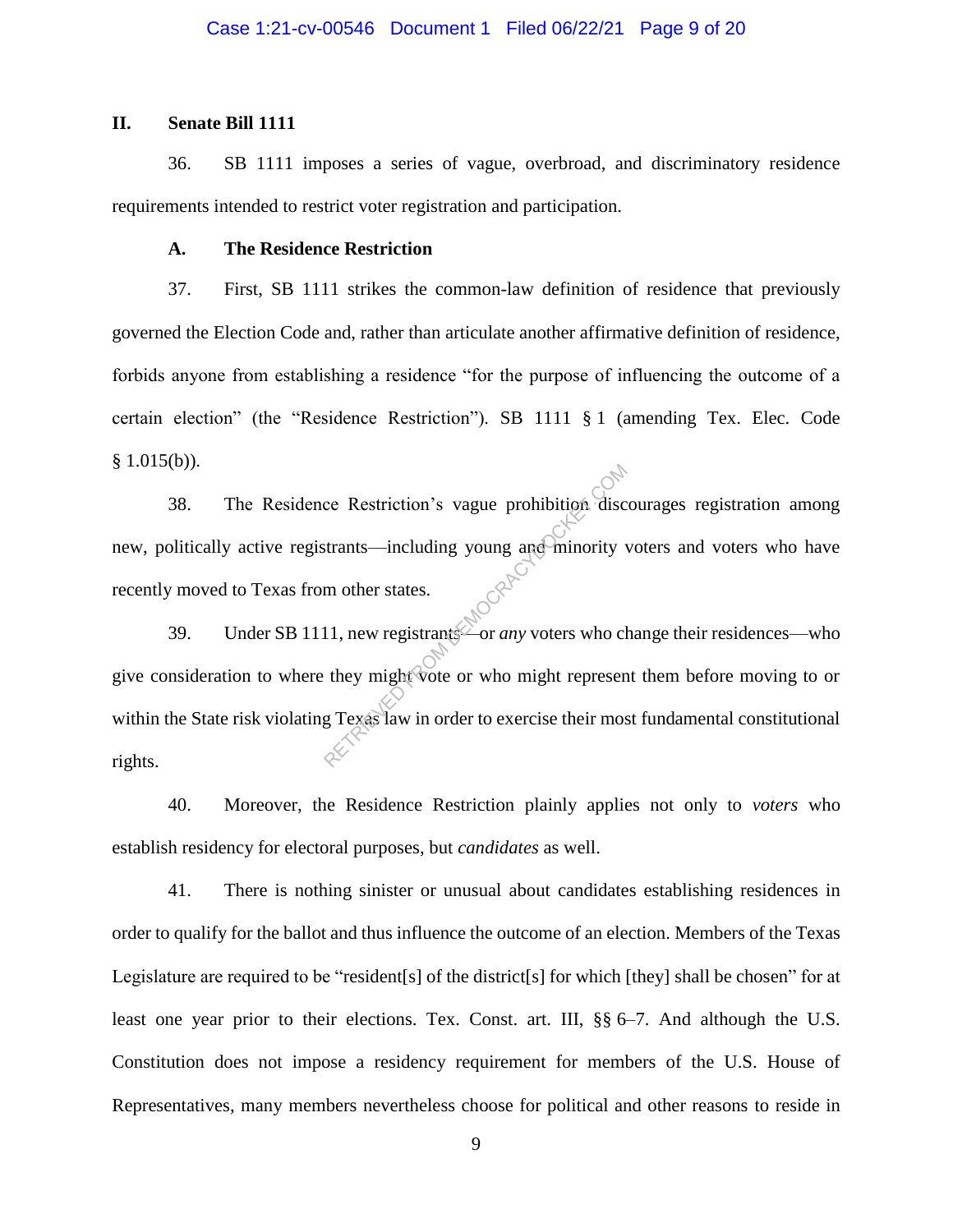## II. Senate Bill 1111

36. SB 1111 imposes a series of vague, overbroad, and discriminatory residence requirements intended to restrict voter registration and participation.

### A. The Residence Restriction

37. First, SB 1111 strikes the common-law definition of residence that previously governed the Election Code and, rather than articulate another affirmative definition of residence, forbids anyone from establishing a residence "for the purpose of influencing the outcome of a certain election" (the "Residence Restriction"). SB 1111 § 1 (amending Tex. Elec. Code § 1.015(b)).

38. The Residence Restriction's vague prohibition discourages registration among new, politically active registrants—including young and minority voters and voters who have recently moved to Texas from other states.

39. Under SB 1111, new registrants—or *any* voters who change their residences—who give consideration to where they might vote or who might represent them before moving to or within the State risk violating Texas law in order to exercise their most fundamental constitutional rights.

40. Moreover, the Residence Restriction plainly applies not only to *voters* who establish residency for electoral purposes, but *candidates* as well.

41. There is nothing sinister or unusual about candidates establishing residences in order to qualify for the ballot and thus influence the outcome of an election. Members of the Texas Legislature are required to be "resident[s] of the district[s] for which [they] shall be chosen" for at least one year prior to their elections. Tex. Const. art. III, §§ 6–7. And although the U.S. Constitution does not impose a residency requirement for members of the U.S. House of Representatives, many members nevertheless choose for political and other reasons to reside in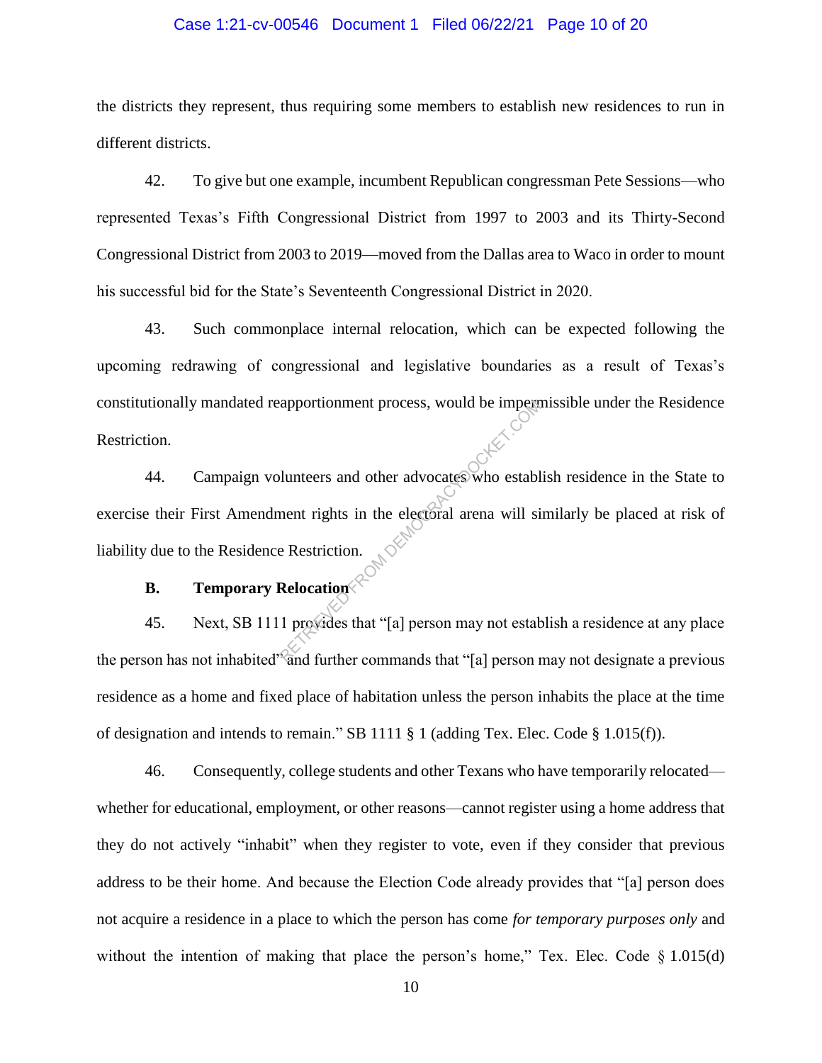the districts they represent, thus requiring some members to establish new residences to run in different districts.

42. To give but one example, incumbent Republican congressman Pete Sessions—who represented Texas's Fifth Congressional District from 1997 to 2003 and its Thirty-Second Congressional District from 2003 to 2019—moved from the Dallas area to Waco in order to mount his successful bid for the State's Seventeenth Congressional District in 2020.

43. Such commonplace internal relocation, which can be expected following the upcoming redrawing of congressional and legislative boundaries as a result of Texas's constitutionally mandated reapportionment process, would be impermissible under the Residence Restriction.

44. Campaign volunteers and other advocates who establish residence in the State to exercise their First Amendment rights in the electoral arena will similarly be placed at risk of liability due to the Residence Restriction.

**B. Temporary Relocation**

45. Next, SB 1111 provides that "[a] person may not establish a residence at any place the person has not inhabited" and further commands that "[a] person may not designate a previous residence as a home and fixed place of habitation unless the person inhabits the place at the time of designation and intends to remain." SB 1111 § 1 (adding Tex. Elec. Code § 1.015(f)).

46. Consequently, college students and other Texans who have temporarily relocated—whether for educational, employment, or other reasons—cannot register using a home address that they do not actively "inhabit" when they register to vote, even if they consider that previous address to be their home. And because the Election Code already provides that "[a] person does not acquire a residence in a place to which the person has come *for temporary purposes only* and without the intention of making that place the person's home," Tex. Elec. Code § 1.015(d)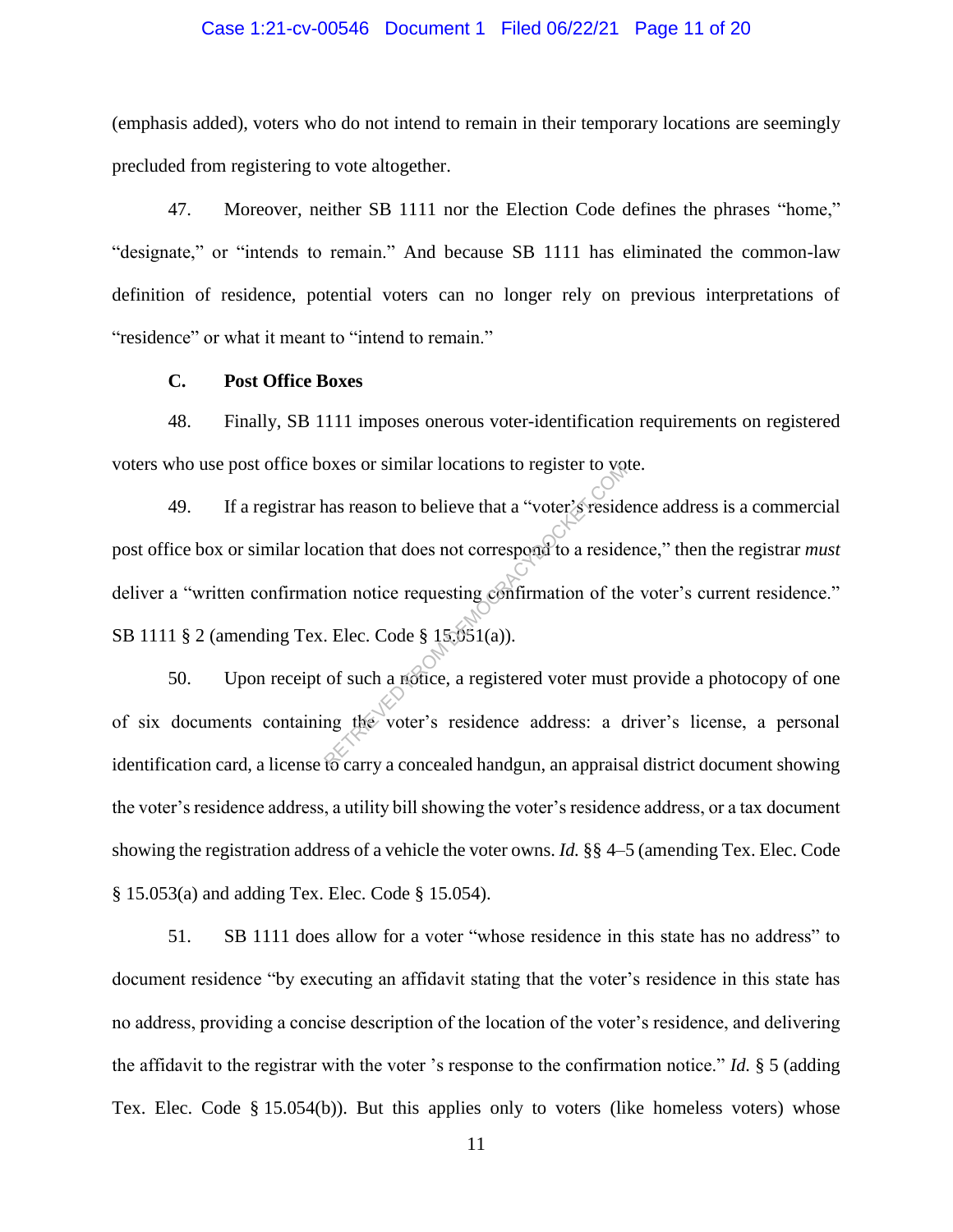(emphasis added), voters who do not intend to remain in their temporary locations are seemingly precluded from registering to vote altogether.

47. Moreover, neither SB 1111 nor the Election Code defines the phrases "home," "designate," or "intends to remain." And because SB 1111 has eliminated the common-law definition of residence, potential voters can no longer rely on previous interpretations of "residence" or what it meant to "intend to remain."

### C. Post Office Boxes

48. Finally, SB 1111 imposes onerous voter-identification requirements on registered voters who use post office boxes or similar locations to register to vote.

49. If a registrar has reason to believe that a "voter's residence address is a commercial post office box or similar location that does not correspond to a residence," then the registrar *must* deliver a "written confirmation notice requesting confirmation of the voter's current residence." SB 1111 § 2 (amending Tex. Elec. Code § 15.051(a)).

50. Upon receipt of such a notice, a registered voter must provide a photocopy of one of six documents containing the voter's residence address: a driver's license, a personal identification card, a license to carry a concealed handgun, an appraisal district document showing the voter's residence address, a utility bill showing the voter's residence address, or a tax document showing the registration address of a vehicle the voter owns. *Id.* §§ 4–5 (amending Tex. Elec. Code § 15.053(a) and adding Tex. Elec. Code § 15.054).

51. SB 1111 does allow for a voter "whose residence in this state has no address" to document residence "by executing an affidavit stating that the voter's residence in this state has no address, providing a concise description of the location of the voter's residence, and delivering the affidavit to the registrar with the voter 's response to the confirmation notice." *Id.* § 5 (adding Tex. Elec. Code § 15.054(b)). But this applies only to voters (like homeless voters) whose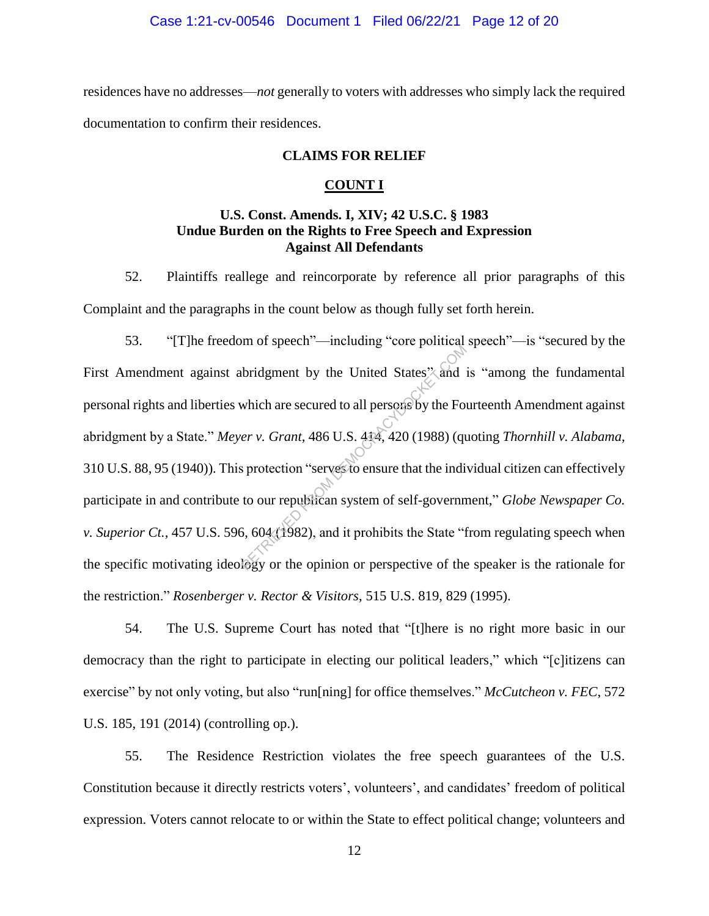residences have no addresses—*not* generally to voters with addresses who simply lack the required documentation to confirm their residences.

## CLAIMS FOR RELIEF

### COUNT I

### U.S. Const. Amends. I, XIV; 42 U.S.C. § 1983
### Undue Burden on the Rights to Free Speech and Expression
### Against All Defendants

52. Plaintiffs reallege and reincorporate by reference all prior paragraphs of this Complaint and the paragraphs in the count below as though fully set forth herein.

53. "[T]he freedom of speech"—including "core political speech"—is "secured by the First Amendment against abridgment by the United States" and is "among the fundamental personal rights and liberties which are secured to all persons by the Fourteenth Amendment against abridgment by a State." *Meyer v. Grant*, 486 U.S. 414, 420 (1988) (quoting *Thornhill v. Alabama*, 310 U.S. 88, 95 (1940)). This protection "serves to ensure that the individual citizen can effectively participate in and contribute to our republican system of self-government," *Globe Newspaper Co. v. Superior Ct.*, 457 U.S. 596, 604 (1982), and it prohibits the State "from regulating speech when the specific motivating ideology or the opinion or perspective of the speaker is the rationale for the restriction." *Rosenberger v. Rector & Visitors*, 515 U.S. 819, 829 (1995).

54. The U.S. Supreme Court has noted that "[t]here is no right more basic in our democracy than the right to participate in electing our political leaders," which "[c]itizens can exercise" by not only voting, but also "run[ning] for office themselves." *McCutcheon v. FEC*, 572 U.S. 185, 191 (2014) (controlling op.).

55. The Residence Restriction violates the free speech guarantees of the U.S. Constitution because it directly restricts voters', volunteers', and candidates' freedom of political expression. Voters cannot relocate to or within the State to effect political change; volunteers and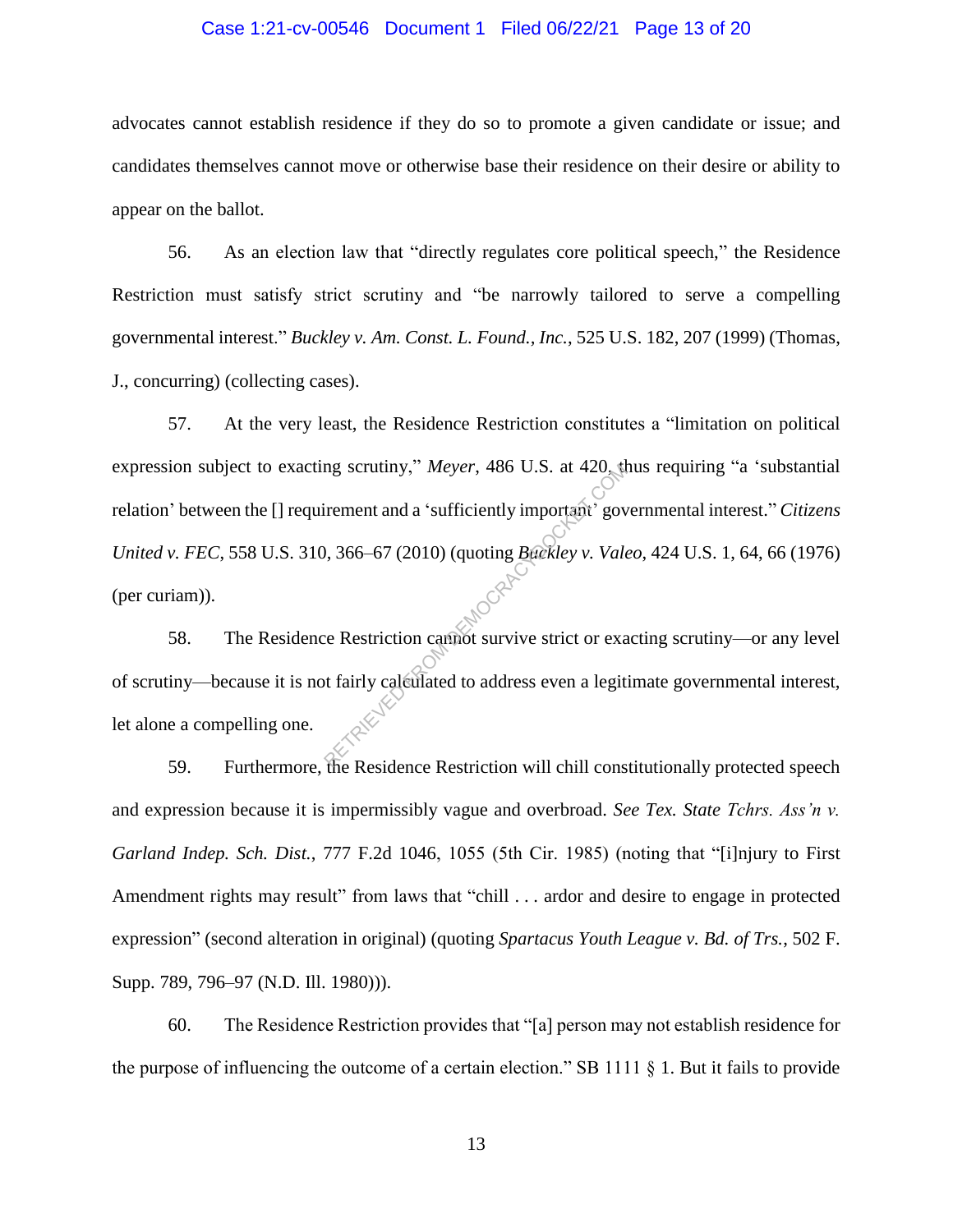advocates cannot establish residence if they do so to promote a given candidate or issue; and candidates themselves cannot move or otherwise base their residence on their desire or ability to appear on the ballot.

56. As an election law that "directly regulates core political speech," the Residence Restriction must satisfy strict scrutiny and "be narrowly tailored to serve a compelling governmental interest." *Buckley v. Am. Const. L. Found., Inc.*, 525 U.S. 182, 207 (1999) (Thomas, J., concurring) (collecting cases).

57. At the very least, the Residence Restriction constitutes a "limitation on political expression subject to exacting scrutiny," *Meyer*, 486 U.S. at 420, thus requiring "a 'substantial relation' between the [] requirement and a 'sufficiently important' governmental interest." *Citizens United v. FEC*, 558 U.S. 310, 366–67 (2010) (quoting *Buckley v. Valeo*, 424 U.S. 1, 64, 66 (1976) (per curiam)).

58. The Residence Restriction cannot survive strict or exacting scrutiny—or any level of scrutiny—because it is not fairly calculated to address even a legitimate governmental interest, let alone a compelling one.

59. Furthermore, the Residence Restriction will chill constitutionally protected speech and expression because it is impermissibly vague and overbroad. *See Tex. State Tchrs. Ass'n v. Garland Indep. Sch. Dist.*, 777 F.2d 1046, 1055 (5th Cir. 1985) (noting that "[i]njury to First Amendment rights may result" from laws that "chill . . . ardor and desire to engage in protected expression" (second alteration in original) (quoting *Spartacus Youth League v. Bd. of Trs.*, 502 F. Supp. 789, 796–97 (N.D. Ill. 1980))).

60. The Residence Restriction provides that "[a] person may not establish residence for the purpose of influencing the outcome of a certain election." SB 1111 § 1. But it fails to provide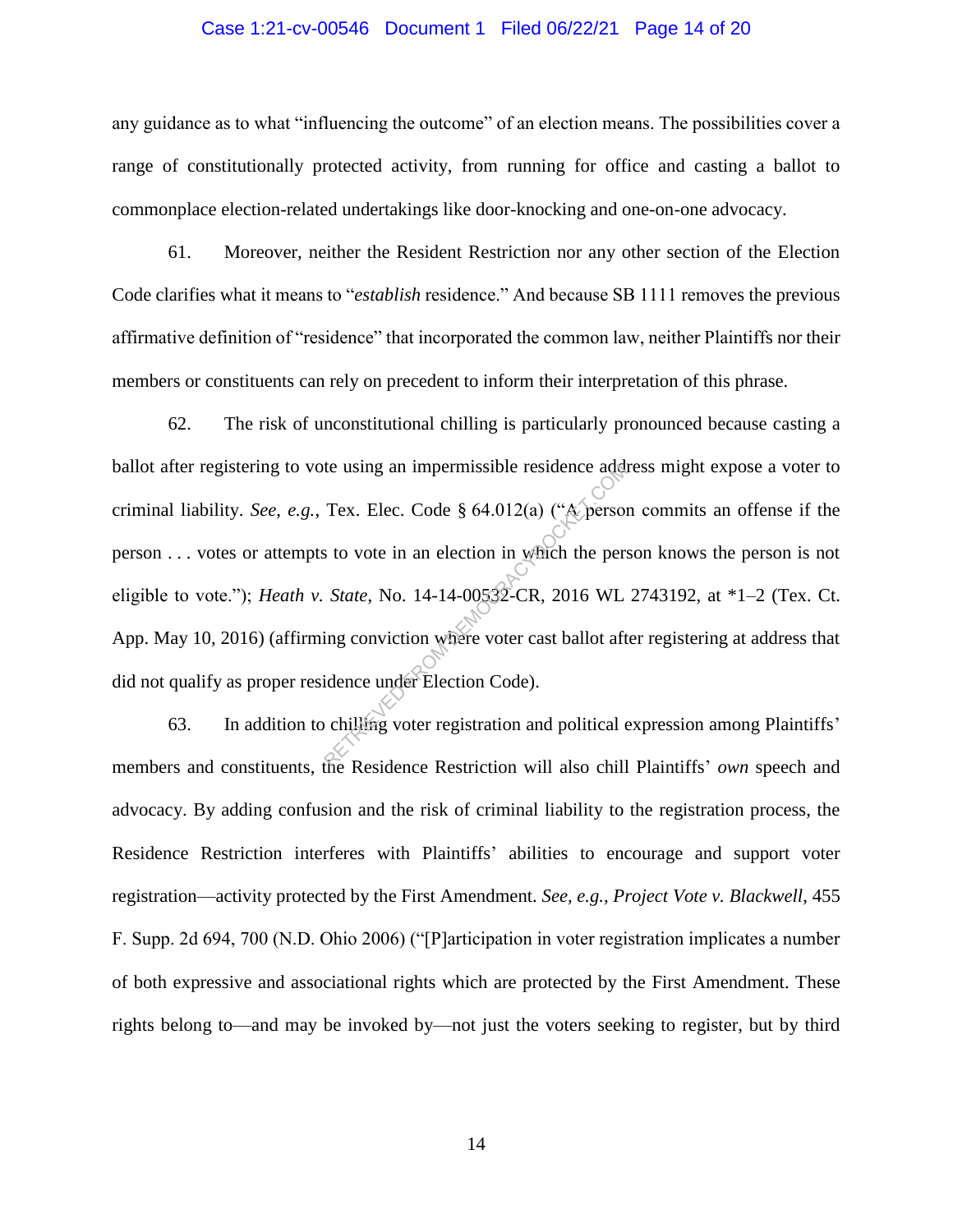any guidance as to what "influencing the outcome" of an election means. The possibilities cover a range of constitutionally protected activity, from running for office and casting a ballot to commonplace election-related undertakings like door-knocking and one-on-one advocacy.

61. Moreover, neither the Resident Restriction nor any other section of the Election Code clarifies what it means to "*establish* residence." And because SB 1111 removes the previous affirmative definition of "residence" that incorporated the common law, neither Plaintiffs nor their members or constituents can rely on precedent to inform their interpretation of this phrase.

62. The risk of unconstitutional chilling is particularly pronounced because casting a ballot after registering to vote using an impermissible residence address might expose a voter to criminal liability. *See*, *e.g.*, Tex. Elec. Code § 64.012(a) ("A person commits an offense if the person . . . votes or attempts to vote in an election in which the person knows the person is not eligible to vote."); *Heath v. State*, No. 14-14-00532-CR, 2016 WL 2743192, at *1–2 (Tex. Ct. App. May 10, 2016) (affirming conviction where voter cast ballot after registering at address that did not qualify as proper residence under Election Code).

63. In addition to chilling voter registration and political expression among Plaintiffs' members and constituents, the Residence Restriction will also chill Plaintiffs' *own* speech and advocacy. By adding confusion and the risk of criminal liability to the registration process, the Residence Restriction interferes with Plaintiffs' abilities to encourage and support voter registration—activity protected by the First Amendment. *See, e.g.*, *Project Vote v. Blackwell*, 455 F. Supp. 2d 694, 700 (N.D. Ohio 2006) ("[P]articipation in voter registration implicates a number of both expressive and associational rights which are protected by the First Amendment. These rights belong to—and may be invoked by—not just the voters seeking to register, but by third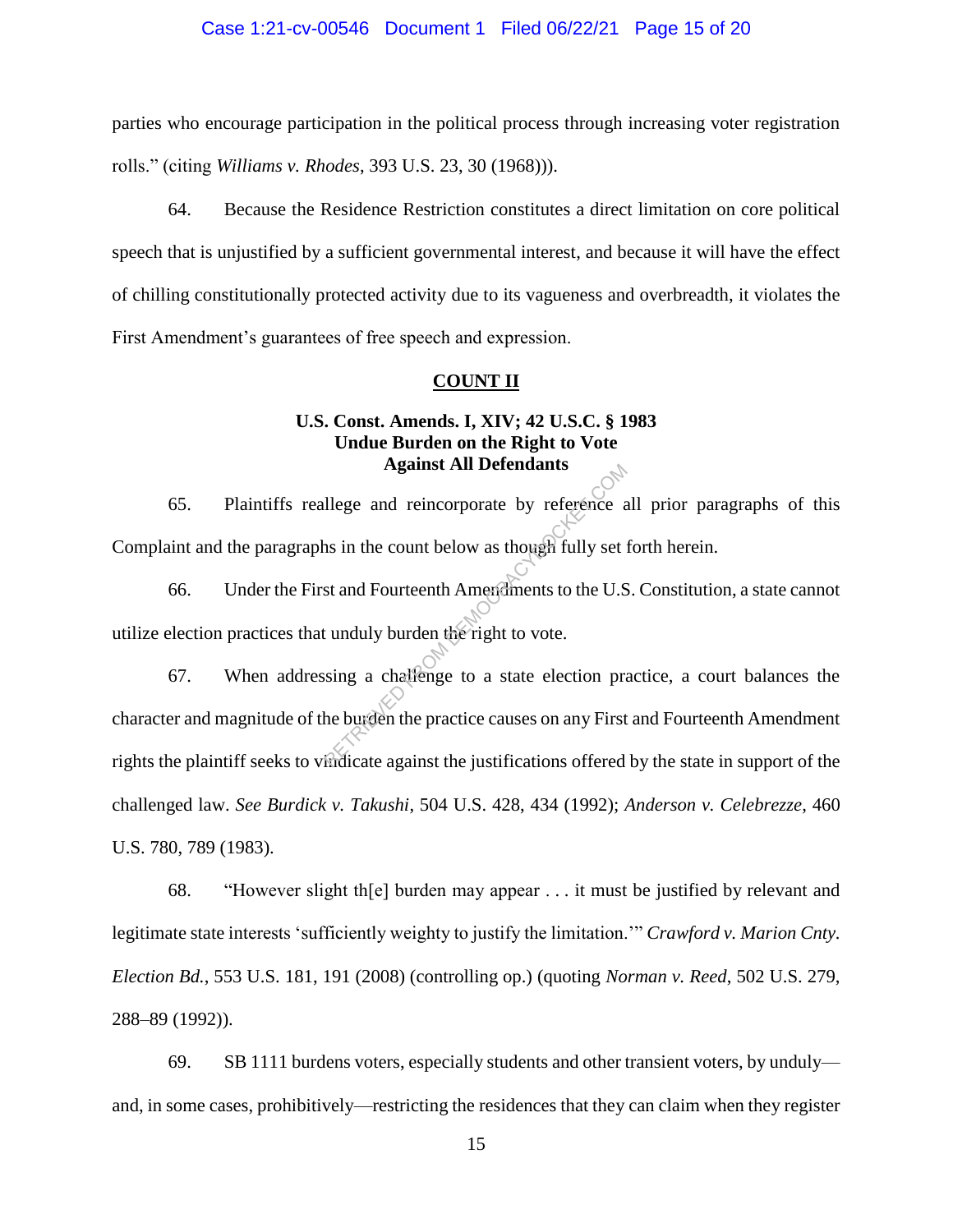parties who encourage participation in the political process through increasing voter registration rolls." (citing *Williams v. Rhodes*, 393 U.S. 23, 30 (1968))).

64. Because the Residence Restriction constitutes a direct limitation on core political speech that is unjustified by a sufficient governmental interest, and because it will have the effect of chilling constitutionally protected activity due to its vagueness and overbreadth, it violates the First Amendment's guarantees of free speech and expression.

**COUNT II**

**U.S. Const. Amends. I, XIV; 42 U.S.C. § 1983**
**Undue Burden on the Right to Vote**
**Against All Defendants**

65. Plaintiffs reallege and reincorporate by reference all prior paragraphs of this Complaint and the paragraphs in the count below as though fully set forth herein.

66. Under the First and Fourteenth Amendments to the U.S. Constitution, a state cannot utilize election practices that unduly burden the right to vote.

67. When addressing a challenge to a state election practice, a court balances the character and magnitude of the burden the practice causes on any First and Fourteenth Amendment rights the plaintiff seeks to vindicate against the justifications offered by the state in support of the challenged law. *See Burdick v. Takushi*, 504 U.S. 428, 434 (1992); *Anderson v. Celebrezze*, 460 U.S. 780, 789 (1983).

68. "However slight th[e] burden may appear . . . it must be justified by relevant and legitimate state interests 'sufficiently weighty to justify the limitation.'" *Crawford v. Marion Cnty. Election Bd.*, 553 U.S. 181, 191 (2008) (controlling op.) (quoting *Norman v. Reed*, 502 U.S. 279, 288–89 (1992)).

69. SB 1111 burdens voters, especially students and other transient voters, by unduly—and, in some cases, prohibitively—restricting the residences that they can claim when they register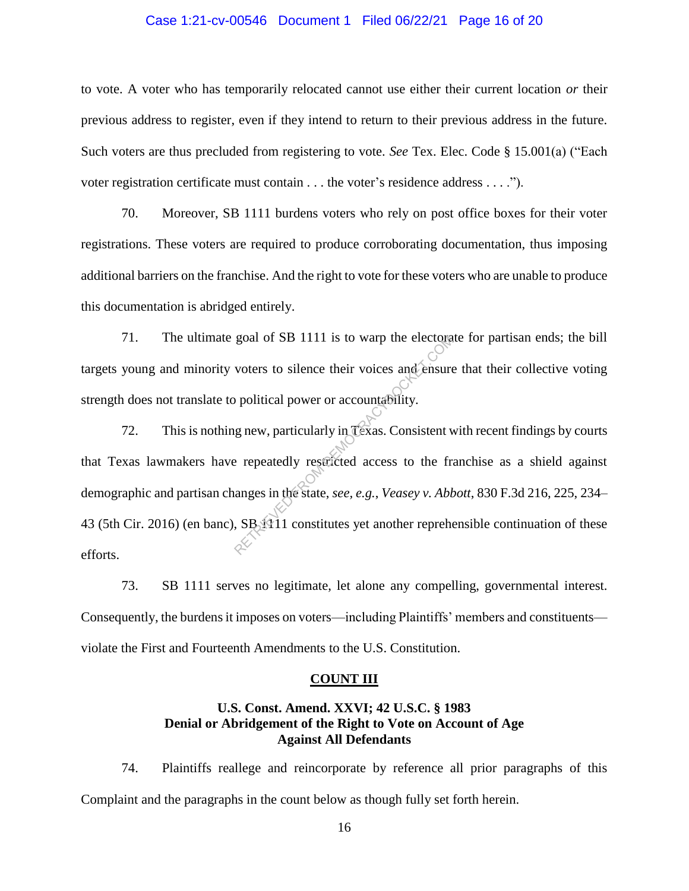to vote. A voter who has temporarily relocated cannot use either their current location *or* their previous address to register, even if they intend to return to their previous address in the future. Such voters are thus precluded from registering to vote. *See* Tex. Elec. Code § 15.001(a) ("Each voter registration certificate must contain . . . the voter's residence address . . . .").

70. Moreover, SB 1111 burdens voters who rely on post office boxes for their voter registrations. These voters are required to produce corroborating documentation, thus imposing additional barriers on the franchise. And the right to vote for these voters who are unable to produce this documentation is abridged entirely.

71. The ultimate goal of SB 1111 is to warp the electorate for partisan ends; the bill targets young and minority voters to silence their voices and ensure that their collective voting strength does not translate to political power or accountability.

72. This is nothing new, particularly in Texas. Consistent with recent findings by courts that Texas lawmakers have repeatedly restricted access to the franchise as a shield against demographic and partisan changes in the state, *see, e.g.*, *Veasey v. Abbott*, 830 F.3d 216, 225, 234–43 (5th Cir. 2016) (en banc), SB 1111 constitutes yet another reprehensible continuation of these efforts.

73. SB 1111 serves no legitimate, let alone any compelling, governmental interest. Consequently, the burdens it imposes on voters—including Plaintiffs' members and constituents—violate the First and Fourteenth Amendments to the U.S. Constitution.

## COUNT III

### U.S. Const. Amend. XXVI; 42 U.S.C. § 1983
### Denial or Abridgement of the Right to Vote on Account of Age
### Against All Defendants

74. Plaintiffs reallege and reincorporate by reference all prior paragraphs of this Complaint and the paragraphs in the count below as though fully set forth herein.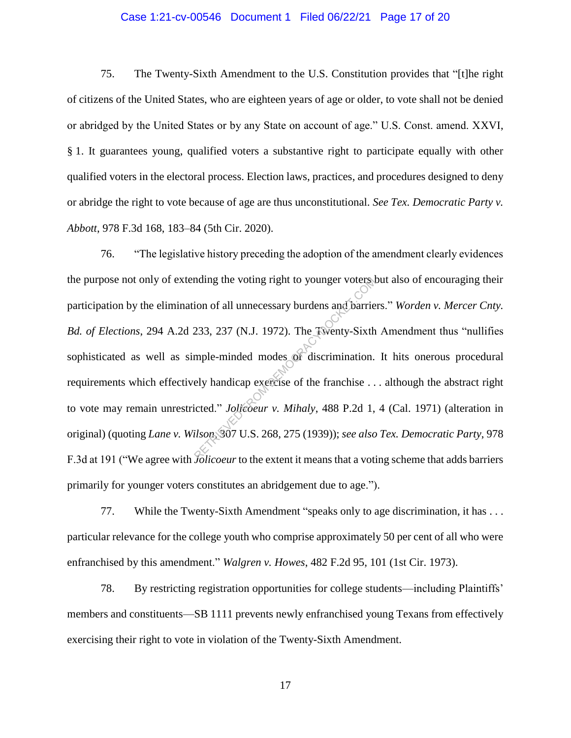75. The Twenty-Sixth Amendment to the U.S. Constitution provides that "[t]he right of citizens of the United States, who are eighteen years of age or older, to vote shall not be denied or abridged by the United States or by any State on account of age." U.S. Const. amend. XXVI, § 1. It guarantees young, qualified voters a substantive right to participate equally with other qualified voters in the electoral process. Election laws, practices, and procedures designed to deny or abridge the right to vote because of age are thus unconstitutional. *See Tex. Democratic Party v. Abbott*, 978 F.3d 168, 183–84 (5th Cir. 2020).

76. "The legislative history preceding the adoption of the amendment clearly evidences the purpose not only of extending the voting right to younger voters but also of encouraging their participation by the elimination of all unnecessary burdens and barriers." *Worden v. Mercer Cnty. Bd. of Elections*, 294 A.2d 233, 237 (N.J. 1972). The Twenty-Sixth Amendment thus "nullifies sophisticated as well as simple-minded modes of discrimination. It hits onerous procedural requirements which effectively handicap exercise of the franchise . . . although the abstract right to vote may remain unrestricted." *Jolicoeur v. Mihaly*, 488 P.2d 1, 4 (Cal. 1971) (alteration in original) (quoting *Lane v. Wilson*, 307 U.S. 268, 275 (1939)); *see also Tex. Democratic Party*, 978 F.3d at 191 ("We agree with *Jolicoeur* to the extent it means that a voting scheme that adds barriers primarily for younger voters constitutes an abridgement due to age.").

77. While the Twenty-Sixth Amendment "speaks only to age discrimination, it has . . . particular relevance for the college youth who comprise approximately 50 per cent of all who were enfranchised by this amendment." *Walgren v. Howes*, 482 F.2d 95, 101 (1st Cir. 1973).

78. By restricting registration opportunities for college students—including Plaintiffs' members and constituents—SB 1111 prevents newly enfranchised young Texans from effectively exercising their right to vote in violation of the Twenty-Sixth Amendment.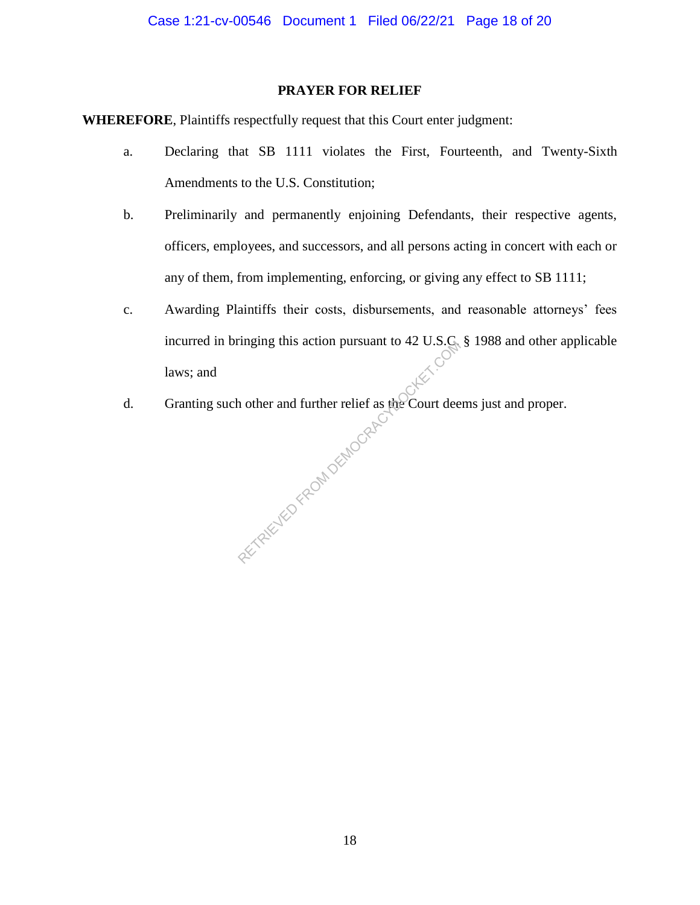## PRAYER FOR RELIEF

**WHEREFORE**, Plaintiffs respectfully request that this Court enter judgment:

a. Declaring that SB 1111 violates the First, Fourteenth, and Twenty-Sixth Amendments to the U.S. Constitution;

b. Preliminarily and permanently enjoining Defendants, their respective agents, officers, employees, and successors, and all persons acting in concert with each or any of them, from implementing, enforcing, or giving any effect to SB 1111;

c. Awarding Plaintiffs their costs, disbursements, and reasonable attorneys' fees incurred in bringing this action pursuant to 42 U.S.C. § 1988 and other applicable laws; and

d. Granting such other and further relief as the Court deems just and proper.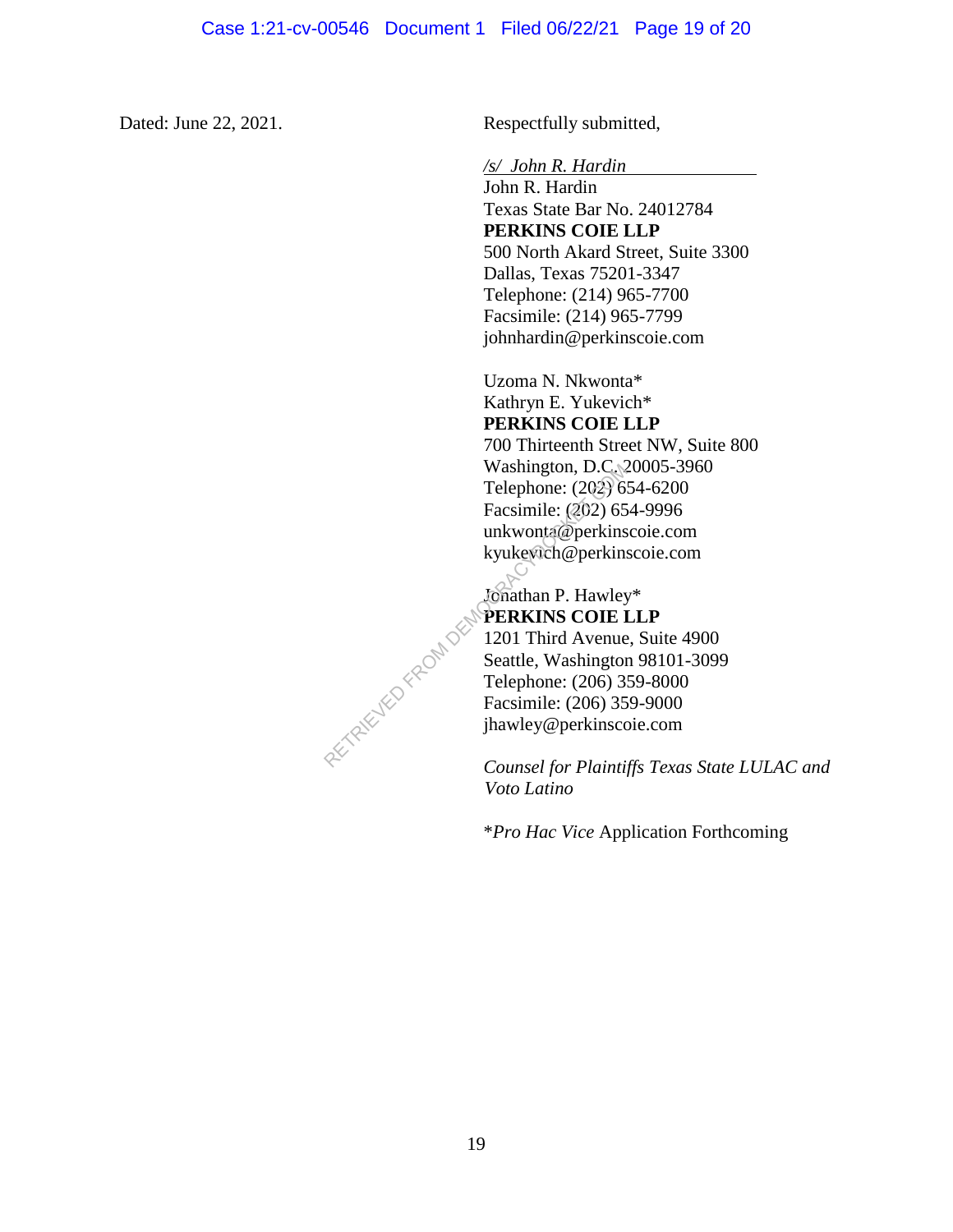Dated: June 22, 2021.

Respectfully submitted,

*/s/ John R. Hardin*
John R. Hardin
Texas State Bar No. 24012784
**PERKINS COIE LLP**
500 North Akard Street, Suite 3300
Dallas, Texas 75201-3347
Telephone: (214) 965-7700
Facsimile: (214) 965-7799
johnhardin@perkinscoie.com

Uzoma N. Nkwonta*
Kathryn E. Yukevich*
**PERKINS COIE LLP**
700 Thirteenth Street NW, Suite 800
Washington, D.C. 20005-3960
Telephone: (202) 654-6200
Facsimile: (202) 654-9996
unkwonta@perkinscoie.com
kyukevich@perkinscoie.com

Jonathan P. Hawley*
**PERKINS COIE LLP**
1201 Third Avenue, Suite 4900
Seattle, Washington 98101-3099
Telephone: (206) 359-8000
Facsimile: (206) 359-9000
jhawley@perkinscoie.com

*Counsel for Plaintiffs Texas State LULAC and Voto Latino*

**Pro Hac Vice* Application Forthcoming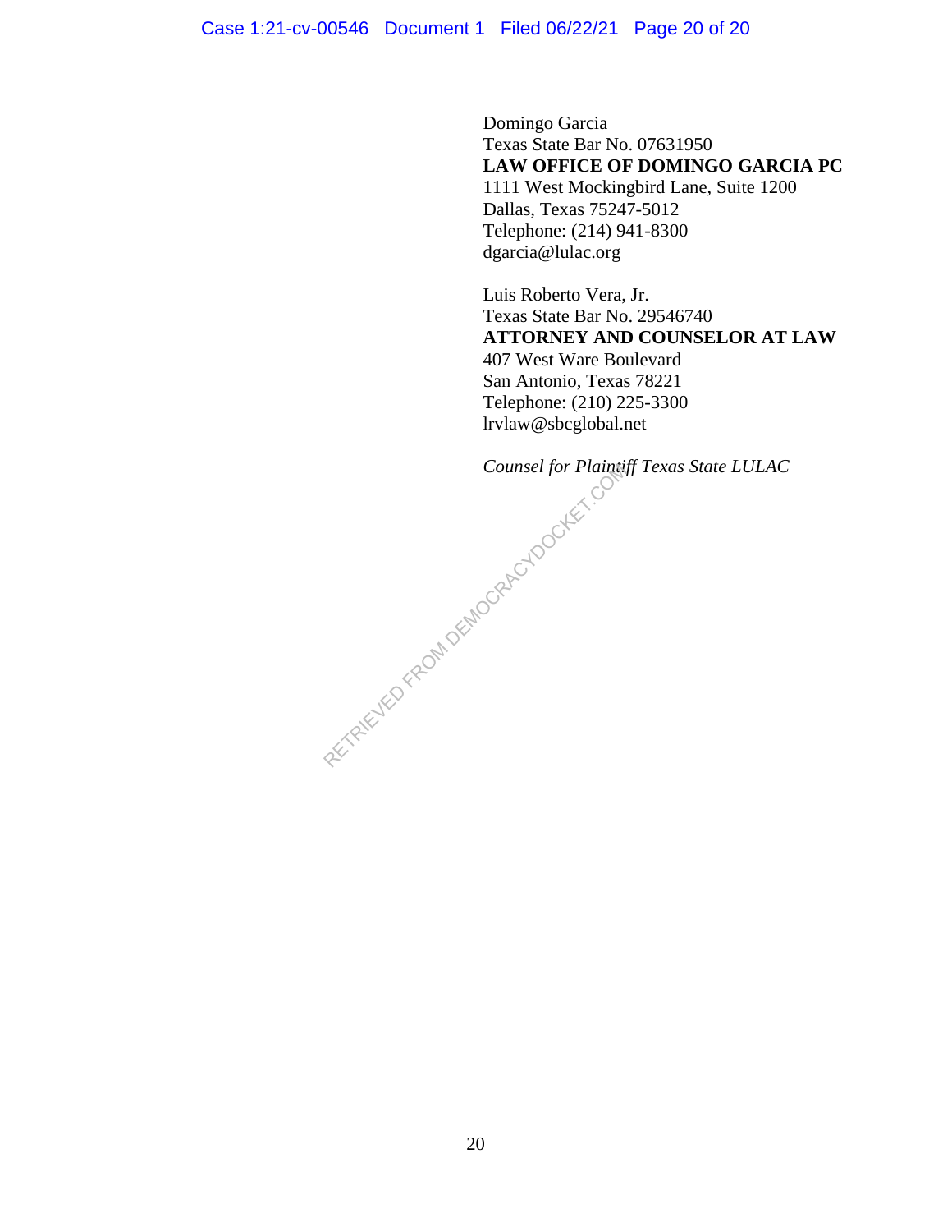Domingo Garcia
Texas State Bar No. 07631950
**LAW OFFICE OF DOMINGO GARCIA PC**
1111 West Mockingbird Lane, Suite 1200
Dallas, Texas 75247-5012
Telephone: (214) 941-8300
dgarcia@lulac.org

Luis Roberto Vera, Jr.
Texas State Bar No. 29546740
**ATTORNEY AND COUNSELOR AT LAW**
407 West Ware Boulevard
San Antonio, Texas 78221
Telephone: (210) 225-3300
lrvlaw@sbcglobal.net

*Counsel for Plaintiff Texas State LULAC*